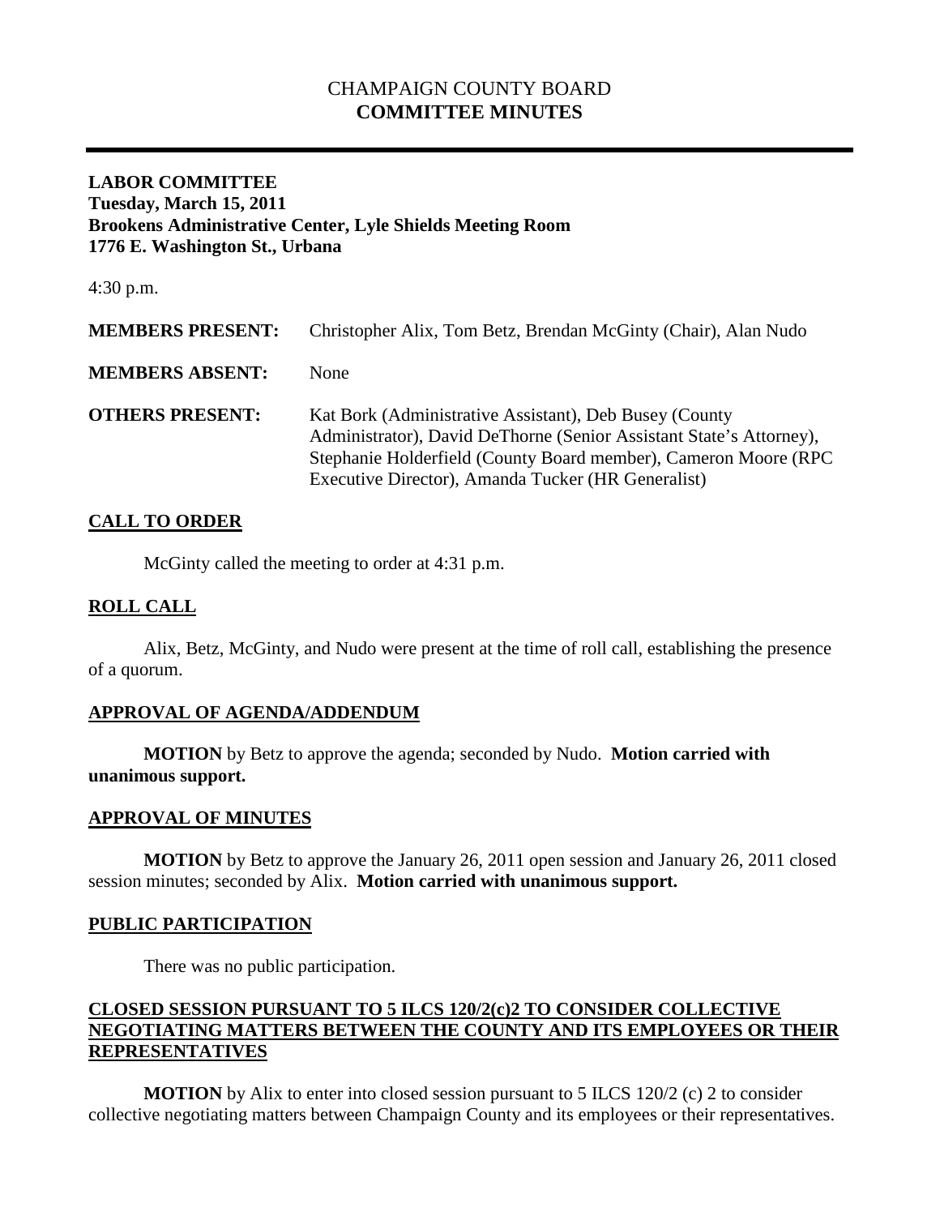# CHAMPAIGN COUNTY BOARD
# **COMMITTEE MINUTES**

---

**LABOR COMMITTEE**
**Tuesday, March 15, 2011**
**Brookens Administrative Center, Lyle Shields Meeting Room**
**1776 E. Washington St., Urbana**

4:30 p.m.

| | |
|---|---|
| **MEMBERS PRESENT:** | Christopher Alix, Tom Betz, Brendan McGinty (Chair), Alan Nudo |
| **MEMBERS ABSENT:** | None |
| **OTHERS PRESENT:** | Kat Bork (Administrative Assistant), Deb Busey (County Administrator), David DeThorne (Senior Assistant State's Attorney), Stephanie Holderfield (County Board member), Cameron Moore (RPC Executive Director), Amanda Tucker (HR Generalist) |

## CALL TO ORDER

McGinty called the meeting to order at 4:31 p.m.

## ROLL CALL

Alix, Betz, McGinty, and Nudo were present at the time of roll call, establishing the presence of a quorum.

## APPROVAL OF AGENDA/ADDENDUM

**MOTION** by Betz to approve the agenda; seconded by Nudo. **Motion carried with unanimous support.**

## APPROVAL OF MINUTES

**MOTION** by Betz to approve the January 26, 2011 open session and January 26, 2011 closed session minutes; seconded by Alix. **Motion carried with unanimous support.**

## PUBLIC PARTICIPATION

There was no public participation.

## CLOSED SESSION PURSUANT TO 5 ILCS 120/2(c)2 TO CONSIDER COLLECTIVE NEGOTIATING MATTERS BETWEEN THE COUNTY AND ITS EMPLOYEES OR THEIR REPRESENTATIVES

**MOTION** by Alix to enter into closed session pursuant to 5 ILCS 120/2 (c) 2 to consider collective negotiating matters between Champaign County and its employees or their representatives.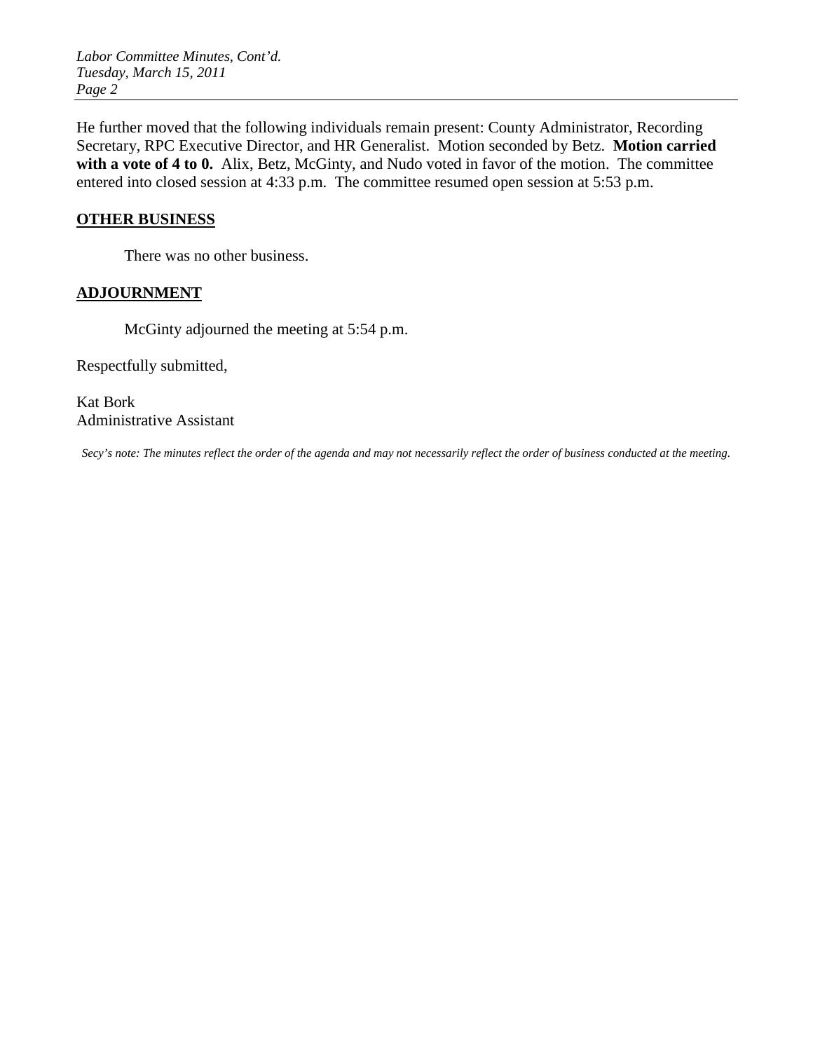He further moved that the following individuals remain present: County Administrator, Recording Secretary, RPC Executive Director, and HR Generalist. Motion seconded by Betz. **Motion carried with a vote of 4 to 0.** Alix, Betz, McGinty, and Nudo voted in favor of the motion. The committee entered into closed session at 4:33 p.m. The committee resumed open session at 5:53 p.m.

## OTHER BUSINESS

There was no other business.

## ADJOURNMENT

McGinty adjourned the meeting at 5:54 p.m.

Respectfully submitted,

Kat Bork
Administrative Assistant

*Secy's note: The minutes reflect the order of the agenda and may not necessarily reflect the order of business conducted at the meeting.*